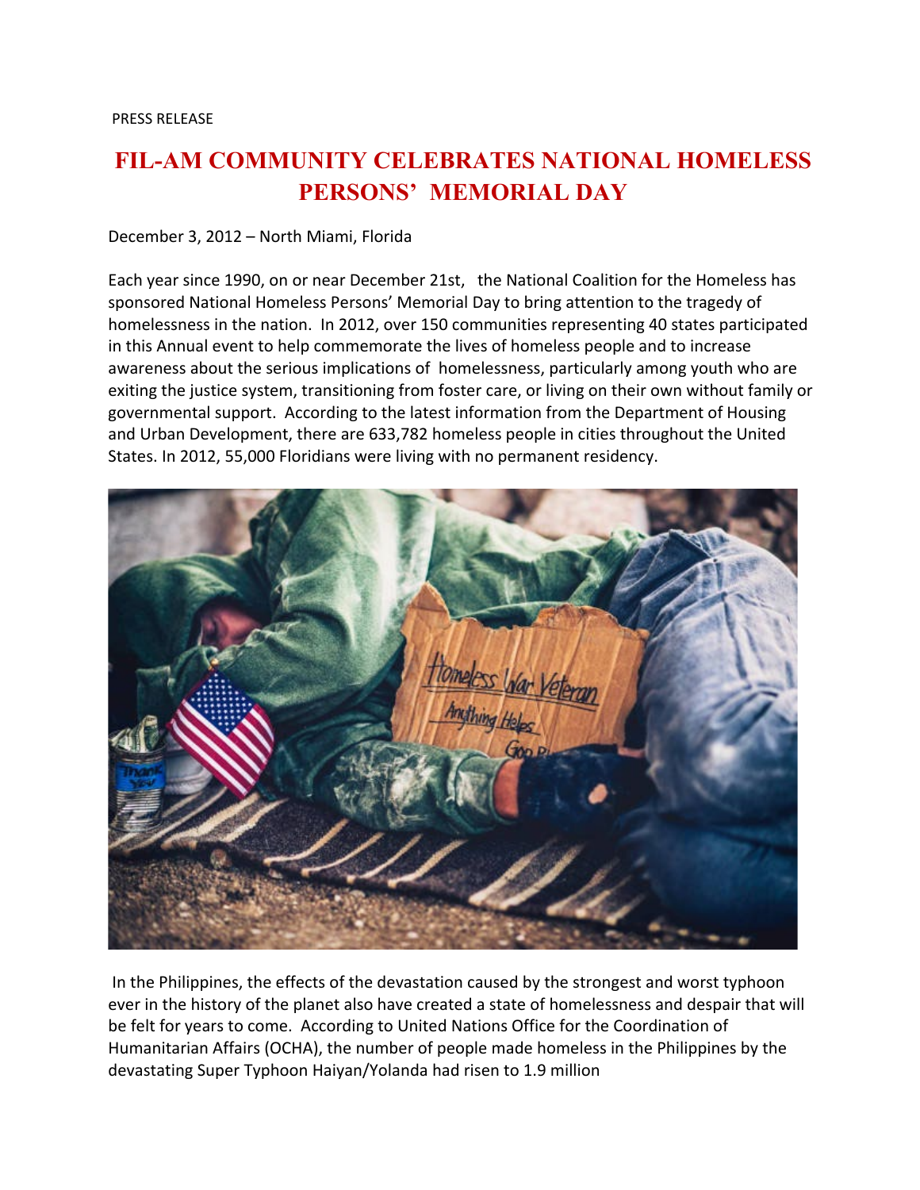PRESS RELEASE

# FIL-AM COMMUNITY CELEBRATES NATIONAL HOMELESS PERSONS' MEMORIAL DAY

December 3, 2012 – North Miami, Florida

Each year since 1990, on or near December 21st, the National Coalition for the Homeless has sponsored National Homeless Persons' Memorial Day to bring attention to the tragedy of homelessness in the nation. In 2012, over 150 communities representing 40 states participated in this Annual event to help commemorate the lives of homeless people and to increase awareness about the serious implications of homelessness, particularly among youth who are exiting the justice system, transitioning from foster care, or living on their own without family or governmental support. According to the latest information from the Department of Housing and Urban Development, there are 633,782 homeless people in cities throughout the United States. In 2012, 55,000 Floridians were living with no permanent residency.

In the Philippines, the effects of the devastation caused by the strongest and worst typhoon ever in the history of the planet also have created a state of homelessness and despair that will be felt for years to come. According to United Nations Office for the Coordination of Humanitarian Affairs (OCHA), the number of people made homeless in the Philippines by the devastating Super Typhoon Haiyan/Yolanda had risen to 1.9 million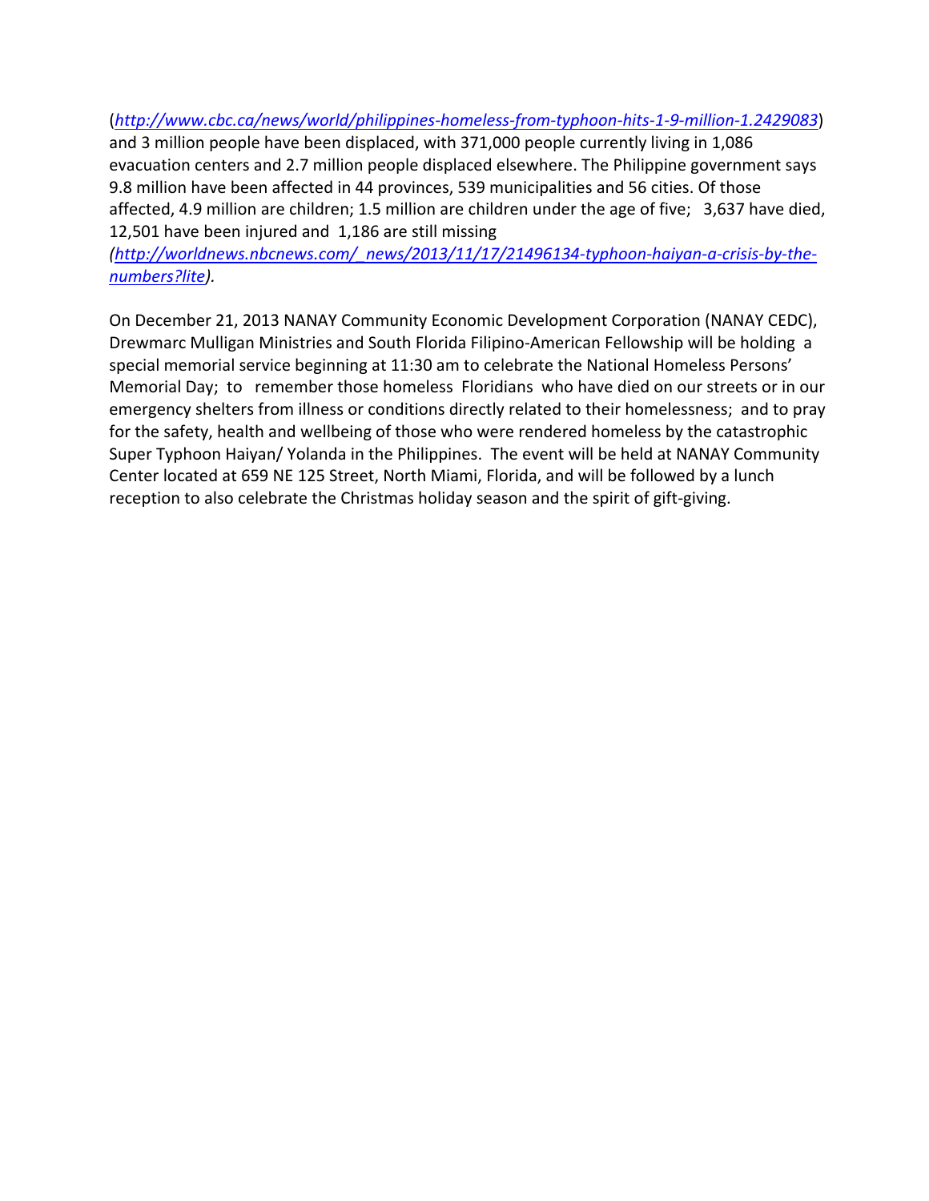(*http://www.cbc.ca/news/world/philippines-homeless-from-typhoon-hits-1-9-million-1.2429083*) and 3 million people have been displaced, with 371,000 people currently living in 1,086 evacuation centers and 2.7 million people displaced elsewhere. The Philippine government says 9.8 million have been affected in 44 provinces, 539 municipalities and 56 cities. Of those affected, 4.9 million are children; 1.5 million are children under the age of five; 3,637 have died, 12,501 have been injured and 1,186 are still missing (*http://worldnews.nbcnews.com/_news/2013/11/17/21496134-typhoon-haiyan-a-crisis-by-the-numbers?lite*).

On December 21, 2013 NANAY Community Economic Development Corporation (NANAY CEDC), Drewmarc Mulligan Ministries and South Florida Filipino-American Fellowship will be holding a special memorial service beginning at 11:30 am to celebrate the National Homeless Persons' Memorial Day; to remember those homeless Floridians who have died on our streets or in our emergency shelters from illness or conditions directly related to their homelessness; and to pray for the safety, health and wellbeing of those who were rendered homeless by the catastrophic Super Typhoon Haiyan/ Yolanda in the Philippines. The event will be held at NANAY Community Center located at 659 NE 125 Street, North Miami, Florida, and will be followed by a lunch reception to also celebrate the Christmas holiday season and the spirit of gift-giving.